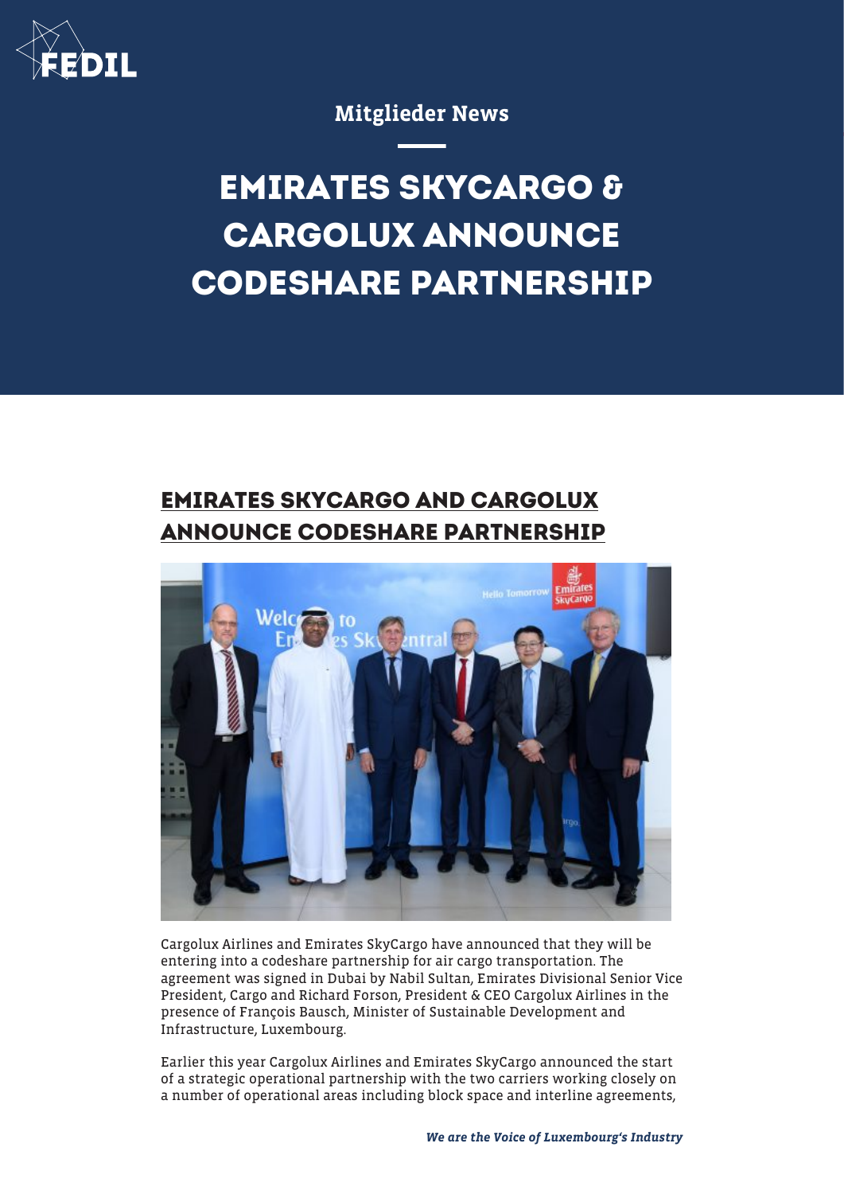Mitglieder News

# EMIRATES SKYCARGO & CARGOLUX ANNOUNCE CODESHARE PARTNERSHIP

## EMIRATES SKYCARGO AND CARGOLUX ANNOUNCE CODESHARE PARTNERSHIP

Cargolux Airlines and Emirates SkyCargo have announced that they will be entering into a codeshare partnership for air cargo transportation. The agreement was signed in Dubai by Nabil Sultan, Emirates Divisional Senior Vice President, Cargo and Richard Forson, President & CEO Cargolux Airlines in the presence of François Bausch, Minister of Sustainable Development and Infrastructure, Luxembourg.

Earlier this year Cargolux Airlines and Emirates SkyCargo announced the start of a strategic operational partnership with the two carriers working closely on a number of operational areas including block space and interline agreements,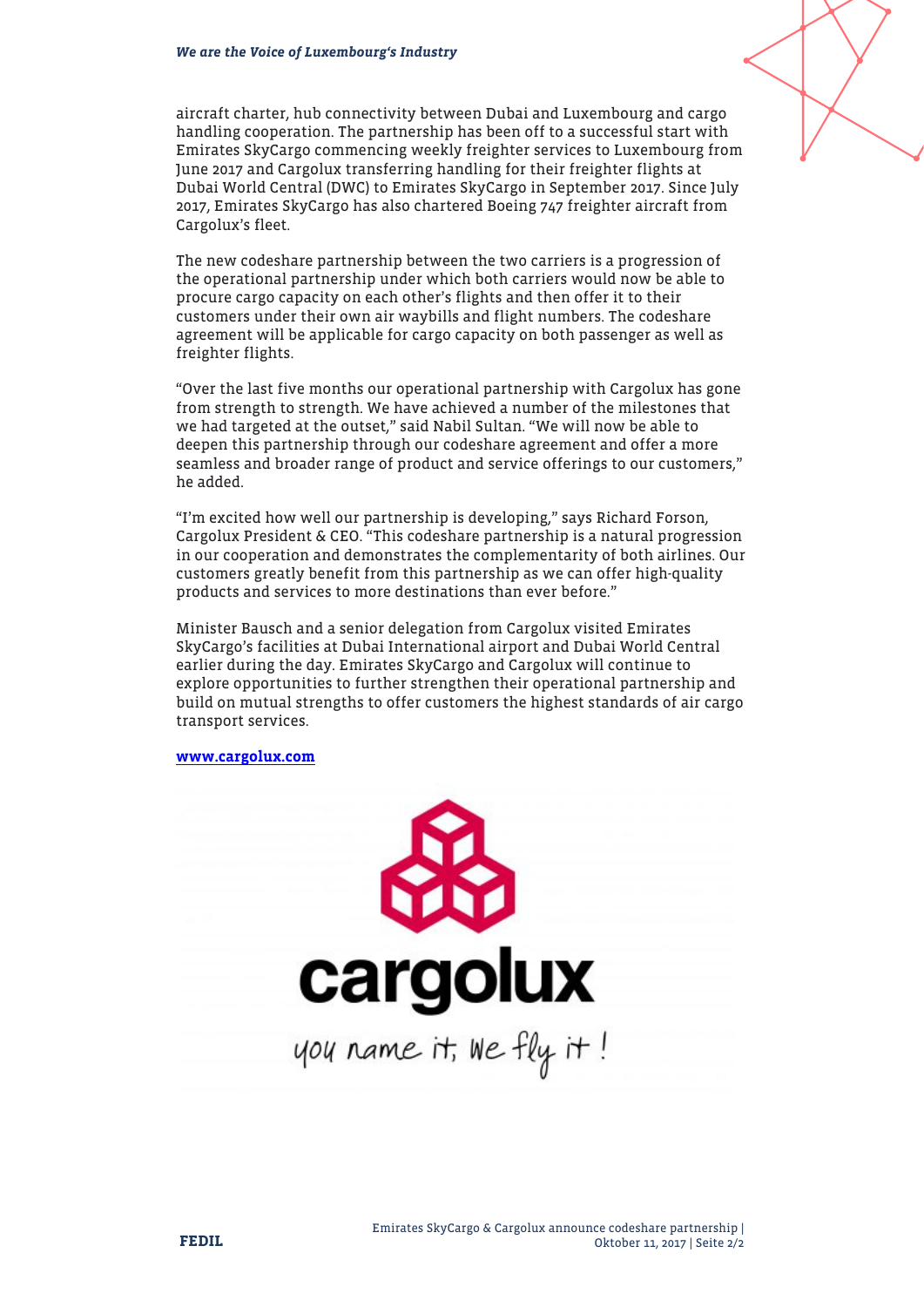aircraft charter, hub connectivity between Dubai and Luxembourg and cargo handling cooperation. The partnership has been off to a successful start with Emirates SkyCargo commencing weekly freighter services to Luxembourg from June 2017 and Cargolux transferring handling for their freighter flights at Dubai World Central (DWC) to Emirates SkyCargo in September 2017. Since July 2017, Emirates SkyCargo has also chartered Boeing 747 freighter aircraft from Cargolux's fleet.

The new codeshare partnership between the two carriers is a progression of the operational partnership under which both carriers would now be able to procure cargo capacity on each other's flights and then offer it to their customers under their own air waybills and flight numbers. The codeshare agreement will be applicable for cargo capacity on both passenger as well as freighter flights.

"Over the last five months our operational partnership with Cargolux has gone from strength to strength. We have achieved a number of the milestones that we had targeted at the outset," said Nabil Sultan. "We will now be able to deepen this partnership through our codeshare agreement and offer a more seamless and broader range of product and service offerings to our customers," he added.

"I'm excited how well our partnership is developing," says Richard Forson, Cargolux President & CEO. "This codeshare partnership is a natural progression in our cooperation and demonstrates the complementarity of both airlines. Our customers greatly benefit from this partnership as we can offer high-quality products and services to more destinations than ever before."

Minister Bausch and a senior delegation from Cargolux visited Emirates SkyCargo's facilities at Dubai International airport and Dubai World Central earlier during the day. Emirates SkyCargo and Cargolux will continue to explore opportunities to further strengthen their operational partnership and build on mutual strengths to offer customers the highest standards of air cargo transport services.

**www.cargolux.com**

cargolux

you name it, we fly it!